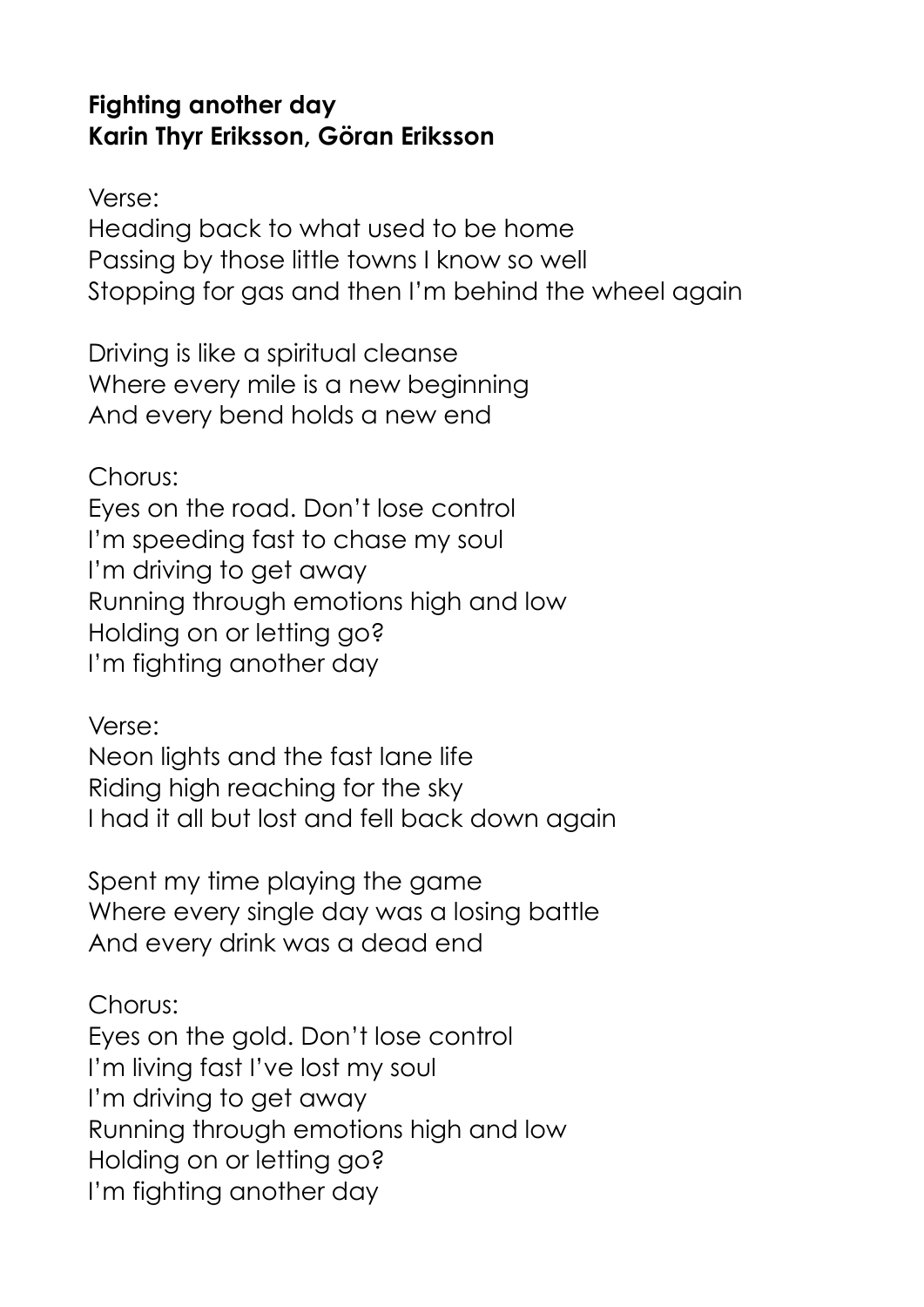**Fighting another day**
**Karin Thyr Eriksson, Göran Eriksson**

Verse:
Heading back to what used to be home
Passing by those little towns I know so well
Stopping for gas and then I'm behind the wheel again

Driving is like a spiritual cleanse
Where every mile is a new beginning
And every bend holds a new end

Chorus:
Eyes on the road. Don't lose control
I'm speeding fast to chase my soul
I'm driving to get away
Running through emotions high and low
Holding on or letting go?
I'm fighting another day

Verse:
Neon lights and the fast lane life
Riding high reaching for the sky
I had it all but lost and fell back down again

Spent my time playing the game
Where every single day was a losing battle
And every drink was a dead end

Chorus:
Eyes on the gold. Don't lose control
I'm living fast I've lost my soul
I'm driving to get away
Running through emotions high and low
Holding on or letting go?
I'm fighting another day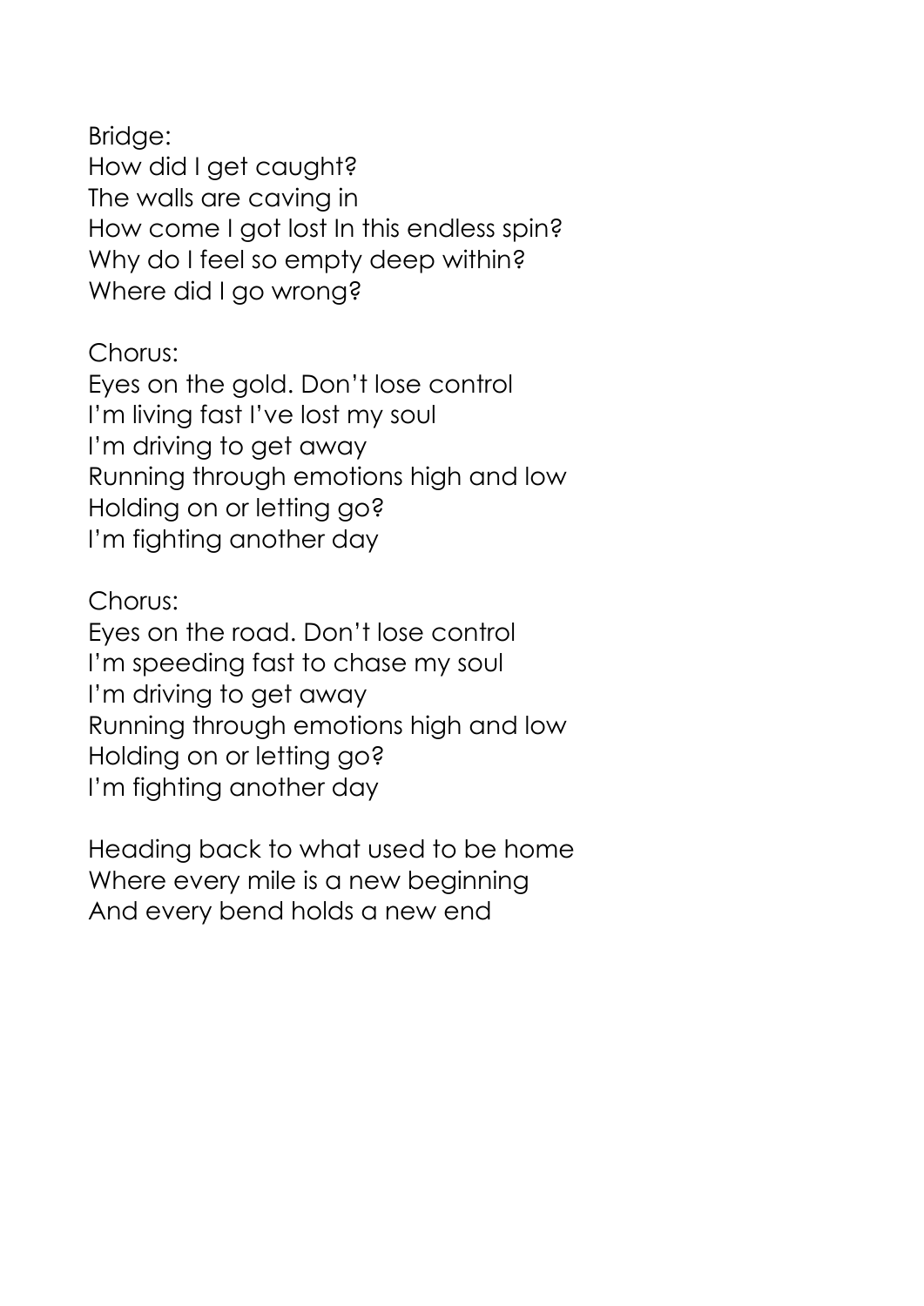Bridge:
How did I get caught?
The walls are caving in
How come I got lost In this endless spin?
Why do I feel so empty deep within?
Where did I go wrong?

Chorus:
Eyes on the gold. Don't lose control
I'm living fast I've lost my soul
I'm driving to get away
Running through emotions high and low
Holding on or letting go?
I'm fighting another day

Chorus:
Eyes on the road. Don't lose control
I'm speeding fast to chase my soul
I'm driving to get away
Running through emotions high and low
Holding on or letting go?
I'm fighting another day

Heading back to what used to be home
Where every mile is a new beginning
And every bend holds a new end